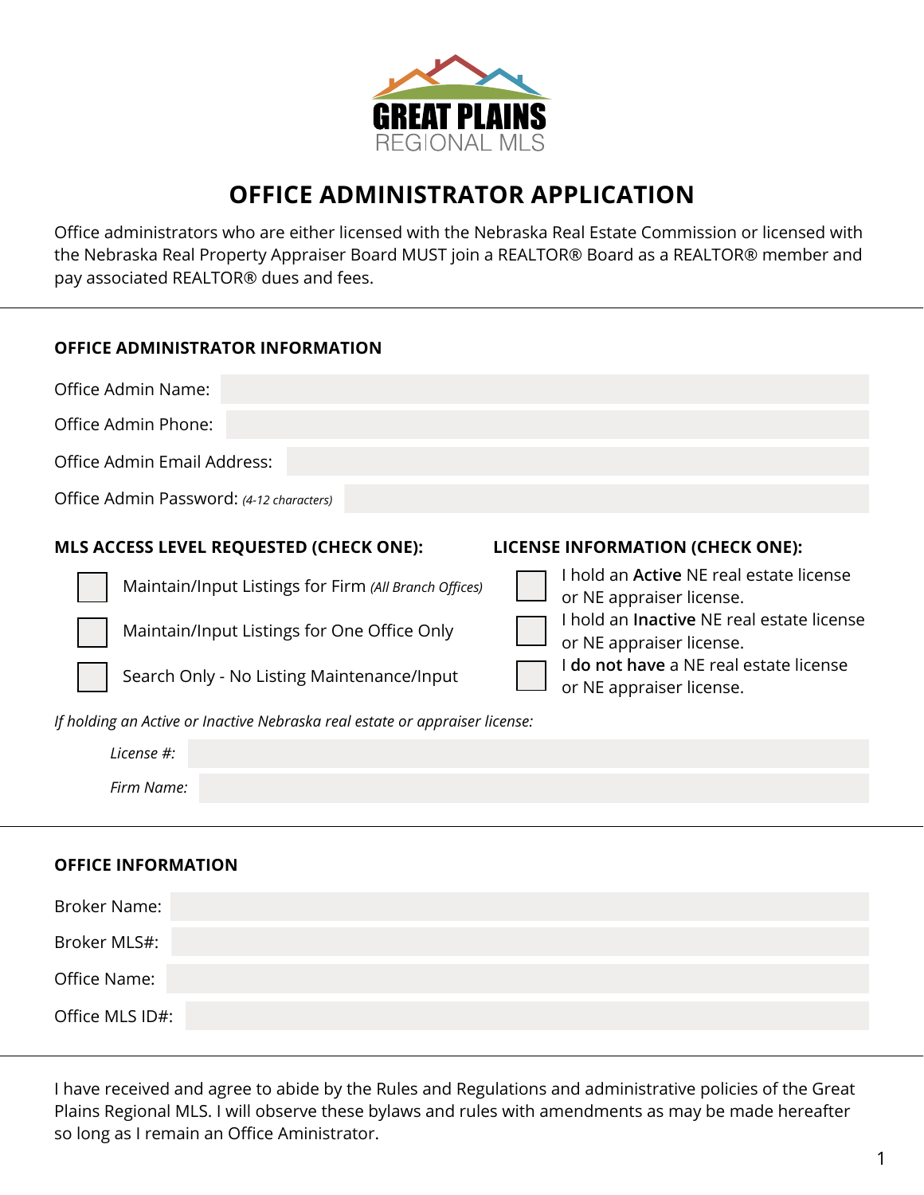GREAT PLAINS
REGIONAL MLS

# OFFICE ADMINISTRATOR APPLICATION

Office administrators who are either licensed with the Nebraska Real Estate Commission or licensed with the Nebraska Real Property Appraiser Board MUST join a REALTOR® Board as a REALTOR® member and pay associated REALTOR® dues and fees.

---

## OFFICE ADMINISTRATOR INFORMATION

Office Admin Name:

Office Admin Phone:

Office Admin Email Address:

Office Admin Password: *(4-12 characters)*

### MLS ACCESS LEVEL REQUESTED (CHECK ONE):

- ☐ Maintain/Input Listings for Firm *(All Branch Offices)*
- ☐ Maintain/Input Listings for One Office Only
- ☐ Search Only - No Listing Maintenance/Input

### LICENSE INFORMATION (CHECK ONE):

- ☐ I hold an **Active** NE real estate license or NE appraiser license.
- ☐ I hold an **Inactive** NE real estate license or NE appraiser license.
- ☐ I **do not have** a NE real estate license or NE appraiser license.

*If holding an Active or Inactive Nebraska real estate or appraiser license:*

*License #:*

*Firm Name:*

---

## OFFICE INFORMATION

Broker Name:

Broker MLS#:

Office Name:

Office MLS ID#:

---

I have received and agree to abide by the Rules and Regulations and administrative policies of the Great Plains Regional MLS. I will observe these bylaws and rules with amendments as may be made hereafter so long as I remain an Office Aministrator.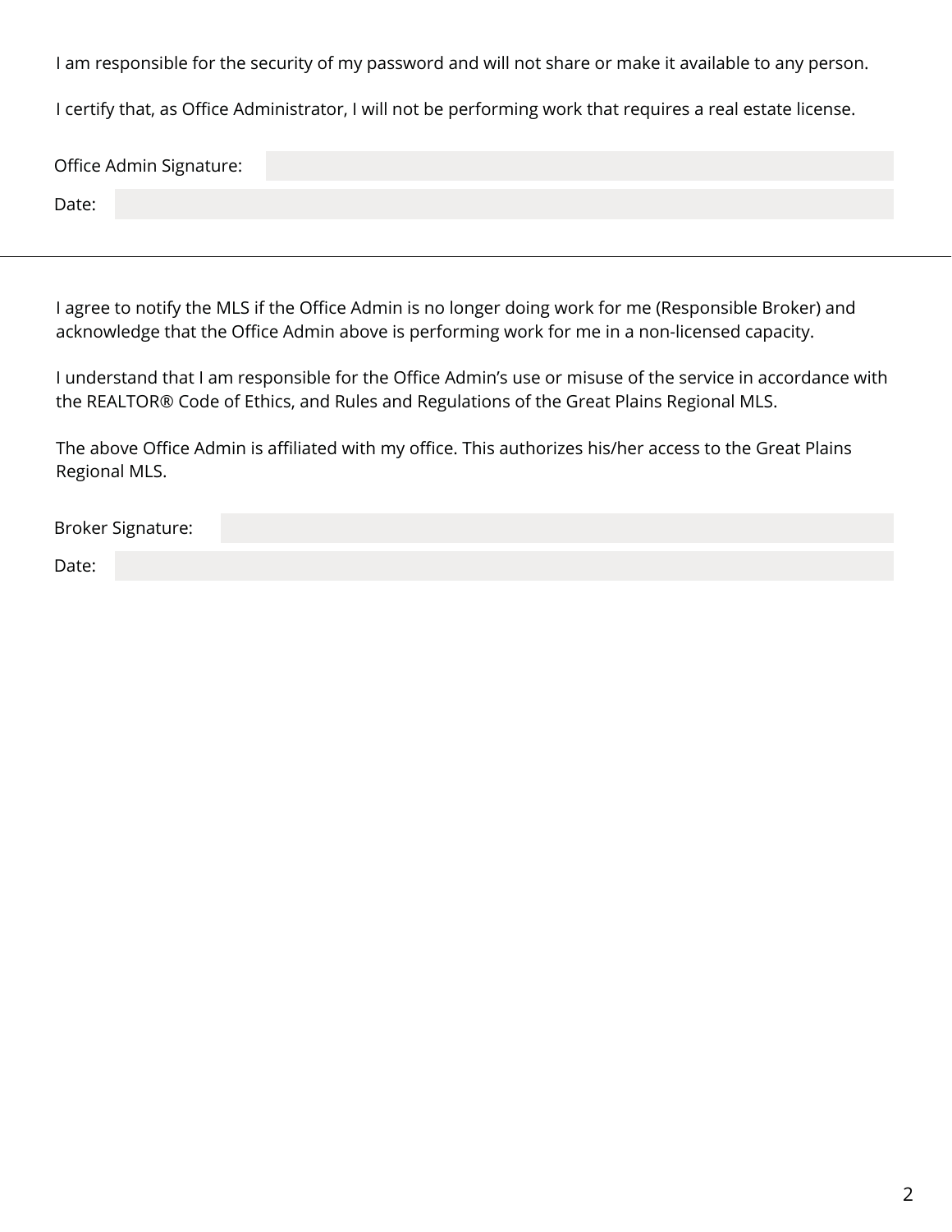I am responsible for the security of my password and will not share or make it available to any person.

I certify that, as Office Administrator, I will not be performing work that requires a real estate license.

Office Admin Signature:

Date:

---

I agree to notify the MLS if the Office Admin is no longer doing work for me (Responsible Broker) and acknowledge that the Office Admin above is performing work for me in a non-licensed capacity.

I understand that I am responsible for the Office Admin's use or misuse of the service in accordance with the REALTOR® Code of Ethics, and Rules and Regulations of the Great Plains Regional MLS.

The above Office Admin is affiliated with my office. This authorizes his/her access to the Great Plains Regional MLS.

Broker Signature:

Date: